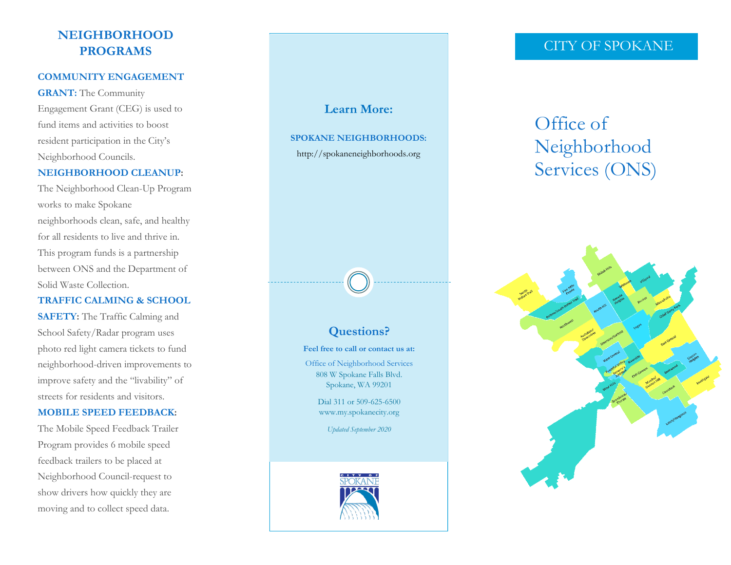## NEIGHBORHOOD PROGRAMS

**COMMUNITY ENGAGEMENT GRANT:** The Community Engagement Grant (CEG) is used to fund items and activities to boost resident participation in the City's Neighborhood Councils.

**NEIGHBORHOOD CLEANUP:** The Neighborhood Clean-Up Program works to make Spokane neighborhoods clean, safe, and healthy for all residents to live and thrive in. This program funds is a partnership between ONS and the Department of Solid Waste Collection.

**TRAFFIC CALMING & SCHOOL SAFETY:** The Traffic Calming and School Safety/Radar program uses photo red light camera tickets to fund neighborhood-driven improvements to improve safety and the "livability" of streets for residents and visitors.

**MOBILE SPEED FEEDBACK:** The Mobile Speed Feedback Trailer Program provides 6 mobile speed feedback trailers to be placed at Neighborhood Council-request to show drivers how quickly they are moving and to collect speed data.

## Learn More:

**SPOKANE NEIGHBORHOODS:**

http://spokaneneighborhoods.org

## Questions?

**Feel free to call or contact us at:**

Office of Neighborhood Services
808 W Spokane Falls Blvd.
Spokane, WA 99201

Dial 311 or 509-625-6500
www.my.spokanecity.org

*Updated September 2020*

CITY OF SPOKANE

# Office of Neighborhood Services (ONS)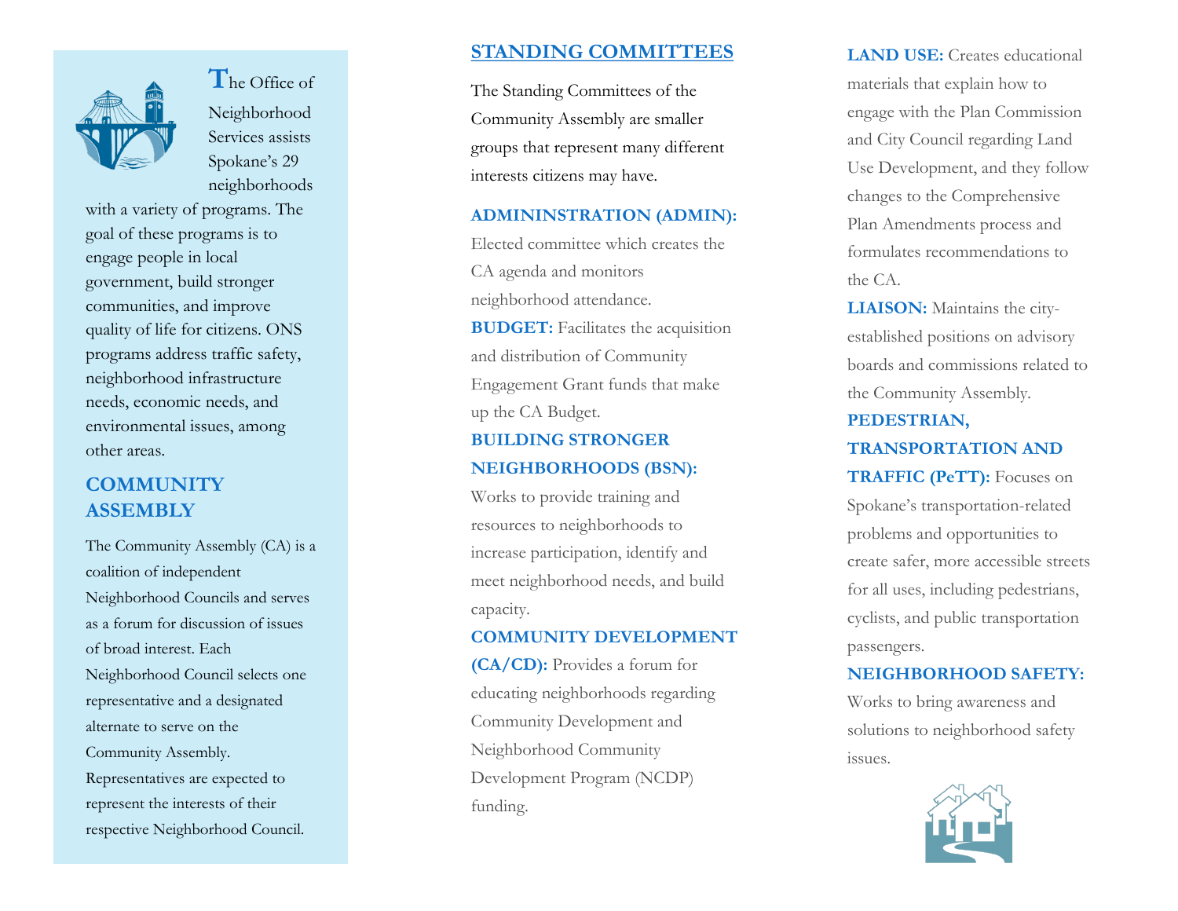The Office of Neighborhood Services assists Spokane's 29 neighborhoods with a variety of programs. The goal of these programs is to engage people in local government, build stronger communities, and improve quality of life for citizens. ONS programs address traffic safety, neighborhood infrastructure needs, economic needs, and environmental issues, among other areas.

## COMMUNITY ASSEMBLY

The Community Assembly (CA) is a coalition of independent Neighborhood Councils and serves as a forum for discussion of issues of broad interest. Each Neighborhood Council selects one representative and a designated alternate to serve on the Community Assembly. Representatives are expected to represent the interests of their respective Neighborhood Council.

## STANDING COMMITTEES

The Standing Committees of the Community Assembly are smaller groups that represent many different interests citizens may have.

**ADMININSTRATION (ADMIN):** Elected committee which creates the CA agenda and monitors neighborhood attendance.

**BUDGET:** Facilitates the acquisition and distribution of Community Engagement Grant funds that make up the CA Budget.

**BUILDING STRONGER NEIGHBORHOODS (BSN):** Works to provide training and resources to neighborhoods to increase participation, identify and meet neighborhood needs, and build capacity.

**COMMUNITY DEVELOPMENT (CA/CD):** Provides a forum for educating neighborhoods regarding Community Development and Neighborhood Community Development Program (NCDP) funding.

**LAND USE:** Creates educational materials that explain how to engage with the Plan Commission and City Council regarding Land Use Development, and they follow changes to the Comprehensive Plan Amendments process and formulates recommendations to the CA.

**LIAISON:** Maintains the city-established positions on advisory boards and commissions related to the Community Assembly.

**PEDESTRIAN, TRANSPORTATION AND TRAFFIC (PeTT):** Focuses on Spokane's transportation-related problems and opportunities to create safer, more accessible streets for all uses, including pedestrians, cyclists, and public transportation passengers.

**NEIGHBORHOOD SAFETY:** Works to bring awareness and solutions to neighborhood safety issues.